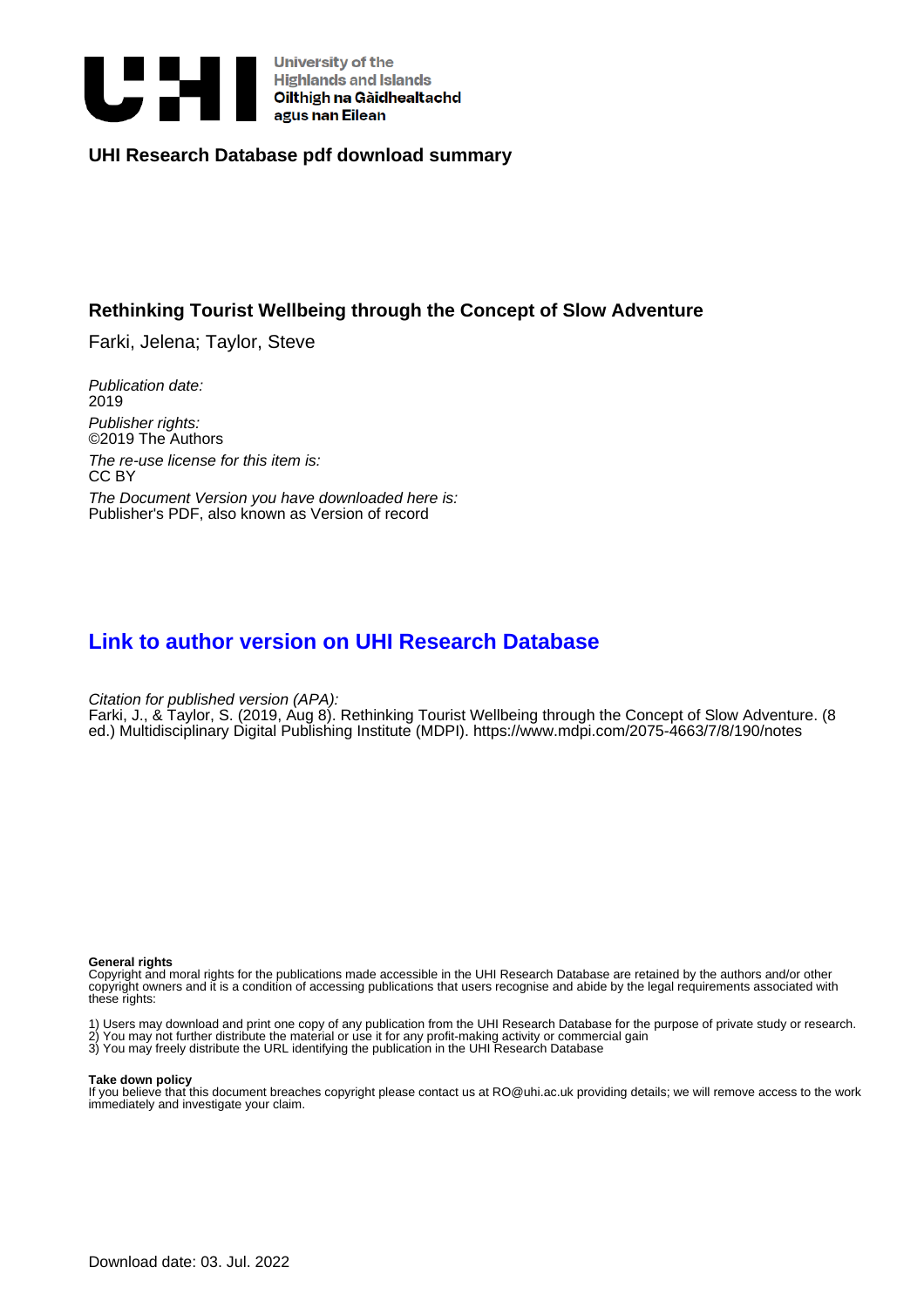University of the Highlands and Islands
Oilthigh na Gàidhealtachd agus nan Eilean

## UHI Research Database pdf download summary

# Rethinking Tourist Wellbeing through the Concept of Slow Adventure

Farki, Jelena; Taylor, Steve

*Publication date:*
2019

*Publisher rights:*
©2019 The Authors

*The re-use license for this item is:*
CC BY

*The Document Version you have downloaded here is:*
Publisher's PDF, also known as Version of record

## Link to author version on UHI Research Database

*Citation for published version (APA):*
Farki, J., & Taylor, S. (2019, Aug 8). Rethinking Tourist Wellbeing through the Concept of Slow Adventure. (8 ed.) Multidisciplinary Digital Publishing Institute (MDPI). https://www.mdpi.com/2075-4663/7/8/190/notes

**General rights**
Copyright and moral rights for the publications made accessible in the UHI Research Database are retained by the authors and/or other copyright owners and it is a condition of accessing publications that users recognise and abide by the legal requirements associated with these rights:

1) Users may download and print one copy of any publication from the UHI Research Database for the purpose of private study or research.
2) You may not further distribute the material or use it for any profit-making activity or commercial gain
3) You may freely distribute the URL identifying the publication in the UHI Research Database

**Take down policy**
If you believe that this document breaches copyright please contact us at RO@uhi.ac.uk providing details; we will remove access to the work immediately and investigate your claim.

Download date: 03. Jul. 2022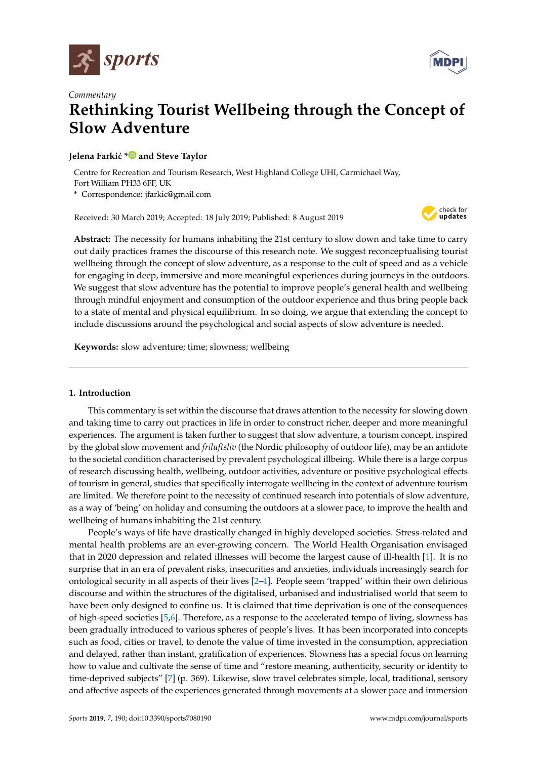sports

MDPI

*Commentary*

# Rethinking Tourist Wellbeing through the Concept of Slow Adventure

**Jelena Farkić * and Steve Taylor**

Centre for Recreation and Tourism Research, West Highland College UHI, Carmichael Way, Fort William PH33 6FF, UK

\* Correspondence: jfarkic@gmail.com

Received: 30 March 2019; Accepted: 18 July 2019; Published: 8 August 2019

**Abstract:** The necessity for humans inhabiting the 21st century to slow down and take time to carry out daily practices frames the discourse of this research note. We suggest reconceptualising tourist wellbeing through the concept of slow adventure, as a response to the cult of speed and as a vehicle for engaging in deep, immersive and more meaningful experiences during journeys in the outdoors. We suggest that slow adventure has the potential to improve people's general health and wellbeing through mindful enjoyment and consumption of the outdoor experience and thus bring people back to a state of mental and physical equilibrium. In so doing, we argue that extending the concept to include discussions around the psychological and social aspects of slow adventure is needed.

**Keywords:** slow adventure; time; slowness; wellbeing

## 1. Introduction

This commentary is set within the discourse that draws attention to the necessity for slowing down and taking time to carry out practices in life in order to construct richer, deeper and more meaningful experiences. The argument is taken further to suggest that slow adventure, a tourism concept, inspired by the global slow movement and *friluftsliv* (the Nordic philosophy of outdoor life), may be an antidote to the societal condition characterised by prevalent psychological illbeing. While there is a large corpus of research discussing health, wellbeing, outdoor activities, adventure or positive psychological effects of tourism in general, studies that specifically interrogate wellbeing in the context of adventure tourism are limited. We therefore point to the necessity of continued research into potentials of slow adventure, as a way of 'being' on holiday and consuming the outdoors at a slower pace, to improve the health and wellbeing of humans inhabiting the 21st century.

People's ways of life have drastically changed in highly developed societies. Stress-related and mental health problems are an ever-growing concern. The World Health Organisation envisaged that in 2020 depression and related illnesses will become the largest cause of ill-health [1]. It is no surprise that in an era of prevalent risks, insecurities and anxieties, individuals increasingly search for ontological security in all aspects of their lives [2–4]. People seem 'trapped' within their own delirious discourse and within the structures of the digitalised, urbanised and industrialised world that seem to have been only designed to confine us. It is claimed that time deprivation is one of the consequences of high-speed societies [5,6]. Therefore, as a response to the accelerated tempo of living, slowness has been gradually introduced to various spheres of people's lives. It has been incorporated into concepts such as food, cities or travel, to denote the value of time invested in the consumption, appreciation and delayed, rather than instant, gratification of experiences. Slowness has a special focus on learning how to value and cultivate the sense of time and "restore meaning, authenticity, security or identity to time-deprived subjects" [7] (p. 369). Likewise, slow travel celebrates simple, local, traditional, sensory and affective aspects of the experiences generated through movements at a slower pace and immersion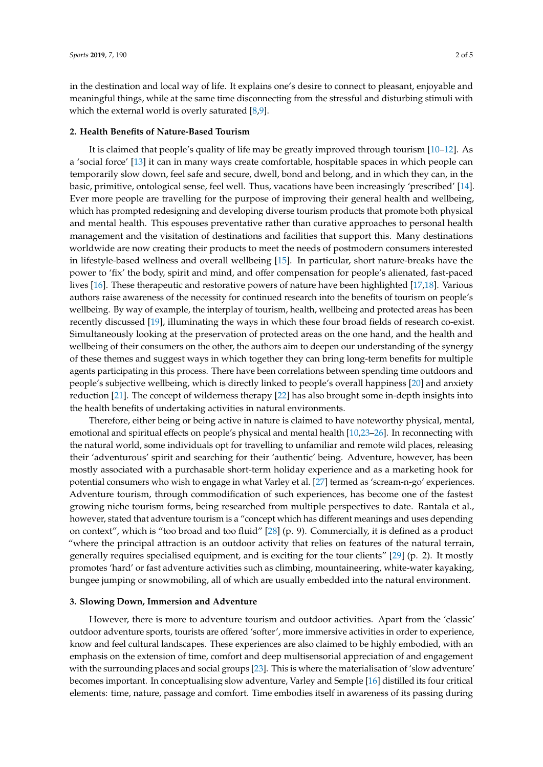in the destination and local way of life. It explains one's desire to connect to pleasant, enjoyable and meaningful things, while at the same time disconnecting from the stressful and disturbing stimuli with which the external world is overly saturated [8,9].

## 2. Health Benefits of Nature-Based Tourism

It is claimed that people's quality of life may be greatly improved through tourism [10–12]. As a 'social force' [13] it can in many ways create comfortable, hospitable spaces in which people can temporarily slow down, feel safe and secure, dwell, bond and belong, and in which they can, in the basic, primitive, ontological sense, feel well. Thus, vacations have been increasingly 'prescribed' [14]. Ever more people are travelling for the purpose of improving their general health and wellbeing, which has prompted redesigning and developing diverse tourism products that promote both physical and mental health. This espouses preventative rather than curative approaches to personal health management and the visitation of destinations and facilities that support this. Many destinations worldwide are now creating their products to meet the needs of postmodern consumers interested in lifestyle-based wellness and overall wellbeing [15]. In particular, short nature-breaks have the power to 'fix' the body, spirit and mind, and offer compensation for people's alienated, fast-paced lives [16]. These therapeutic and restorative powers of nature have been highlighted [17,18]. Various authors raise awareness of the necessity for continued research into the benefits of tourism on people's wellbeing. By way of example, the interplay of tourism, health, wellbeing and protected areas has been recently discussed [19], illuminating the ways in which these four broad fields of research co-exist. Simultaneously looking at the preservation of protected areas on the one hand, and the health and wellbeing of their consumers on the other, the authors aim to deepen our understanding of the synergy of these themes and suggest ways in which together they can bring long-term benefits for multiple agents participating in this process. There have been correlations between spending time outdoors and people's subjective wellbeing, which is directly linked to people's overall happiness [20] and anxiety reduction [21]. The concept of wilderness therapy [22] has also brought some in-depth insights into the health benefits of undertaking activities in natural environments.

Therefore, either being or being active in nature is claimed to have noteworthy physical, mental, emotional and spiritual effects on people's physical and mental health [10,23–26]. In reconnecting with the natural world, some individuals opt for travelling to unfamiliar and remote wild places, releasing their 'adventurous' spirit and searching for their 'authentic' being. Adventure, however, has been mostly associated with a purchasable short-term holiday experience and as a marketing hook for potential consumers who wish to engage in what Varley et al. [27] termed as 'scream-n-go' experiences. Adventure tourism, through commodification of such experiences, has become one of the fastest growing niche tourism forms, being researched from multiple perspectives to date. Rantala et al., however, stated that adventure tourism is a "concept which has different meanings and uses depending on context", which is "too broad and too fluid" [28] (p. 9). Commercially, it is defined as a product "where the principal attraction is an outdoor activity that relies on features of the natural terrain, generally requires specialised equipment, and is exciting for the tour clients" [29] (p. 2). It mostly promotes 'hard' or fast adventure activities such as climbing, mountaineering, white-water kayaking, bungee jumping or snowmobiling, all of which are usually embedded into the natural environment.

## 3. Slowing Down, Immersion and Adventure

However, there is more to adventure tourism and outdoor activities. Apart from the 'classic' outdoor adventure sports, tourists are offered 'softer', more immersive activities in order to experience, know and feel cultural landscapes. These experiences are also claimed to be highly embodied, with an emphasis on the extension of time, comfort and deep multisensorial appreciation of and engagement with the surrounding places and social groups [23]. This is where the materialisation of 'slow adventure' becomes important. In conceptualising slow adventure, Varley and Semple [16] distilled its four critical elements: time, nature, passage and comfort. Time embodies itself in awareness of its passing during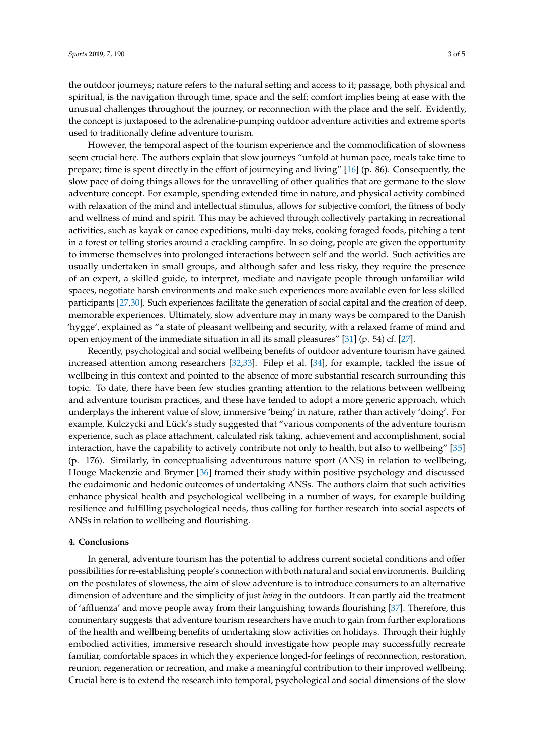the outdoor journeys; nature refers to the natural setting and access to it; passage, both physical and spiritual, is the navigation through time, space and the self; comfort implies being at ease with the unusual challenges throughout the journey, or reconnection with the place and the self. Evidently, the concept is juxtaposed to the adrenaline-pumping outdoor adventure activities and extreme sports used to traditionally define adventure tourism.

However, the temporal aspect of the tourism experience and the commodification of slowness seem crucial here. The authors explain that slow journeys "unfold at human pace, meals take time to prepare; time is spent directly in the effort of journeying and living" [16] (p. 86). Consequently, the slow pace of doing things allows for the unravelling of other qualities that are germane to the slow adventure concept. For example, spending extended time in nature, and physical activity combined with relaxation of the mind and intellectual stimulus, allows for subjective comfort, the fitness of body and wellness of mind and spirit. This may be achieved through collectively partaking in recreational activities, such as kayak or canoe expeditions, multi-day treks, cooking foraged foods, pitching a tent in a forest or telling stories around a crackling campfire. In so doing, people are given the opportunity to immerse themselves into prolonged interactions between self and the world. Such activities are usually undertaken in small groups, and although safer and less risky, they require the presence of an expert, a skilled guide, to interpret, mediate and navigate people through unfamiliar wild spaces, negotiate harsh environments and make such experiences more available even for less skilled participants [27,30]. Such experiences facilitate the generation of social capital and the creation of deep, memorable experiences. Ultimately, slow adventure may in many ways be compared to the Danish 'hygge', explained as "a state of pleasant wellbeing and security, with a relaxed frame of mind and open enjoyment of the immediate situation in all its small pleasures" [31] (p. 54) cf. [27].

Recently, psychological and social wellbeing benefits of outdoor adventure tourism have gained increased attention among researchers [32,33]. Filep et al. [34], for example, tackled the issue of wellbeing in this context and pointed to the absence of more substantial research surrounding this topic. To date, there have been few studies granting attention to the relations between wellbeing and adventure tourism practices, and these have tended to adopt a more generic approach, which underplays the inherent value of slow, immersive 'being' in nature, rather than actively 'doing'. For example, Kulczycki and Lück's study suggested that "various components of the adventure tourism experience, such as place attachment, calculated risk taking, achievement and accomplishment, social interaction, have the capability to actively contribute not only to health, but also to wellbeing" [35] (p. 176). Similarly, in conceptualising adventurous nature sport (ANS) in relation to wellbeing, Houge Mackenzie and Brymer [36] framed their study within positive psychology and discussed the eudaimonic and hedonic outcomes of undertaking ANSs. The authors claim that such activities enhance physical health and psychological wellbeing in a number of ways, for example building resilience and fulfilling psychological needs, thus calling for further research into social aspects of ANSs in relation to wellbeing and flourishing.

## 4. Conclusions

In general, adventure tourism has the potential to address current societal conditions and offer possibilities for re-establishing people's connection with both natural and social environments. Building on the postulates of slowness, the aim of slow adventure is to introduce consumers to an alternative dimension of adventure and the simplicity of just *being* in the outdoors. It can partly aid the treatment of 'affluenza' and move people away from their languishing towards flourishing [37]. Therefore, this commentary suggests that adventure tourism researchers have much to gain from further explorations of the health and wellbeing benefits of undertaking slow activities on holidays. Through their highly embodied activities, immersive research should investigate how people may successfully recreate familiar, comfortable spaces in which they experience longed-for feelings of reconnection, restoration, reunion, regeneration or recreation, and make a meaningful contribution to their improved wellbeing. Crucial here is to extend the research into temporal, psychological and social dimensions of the slow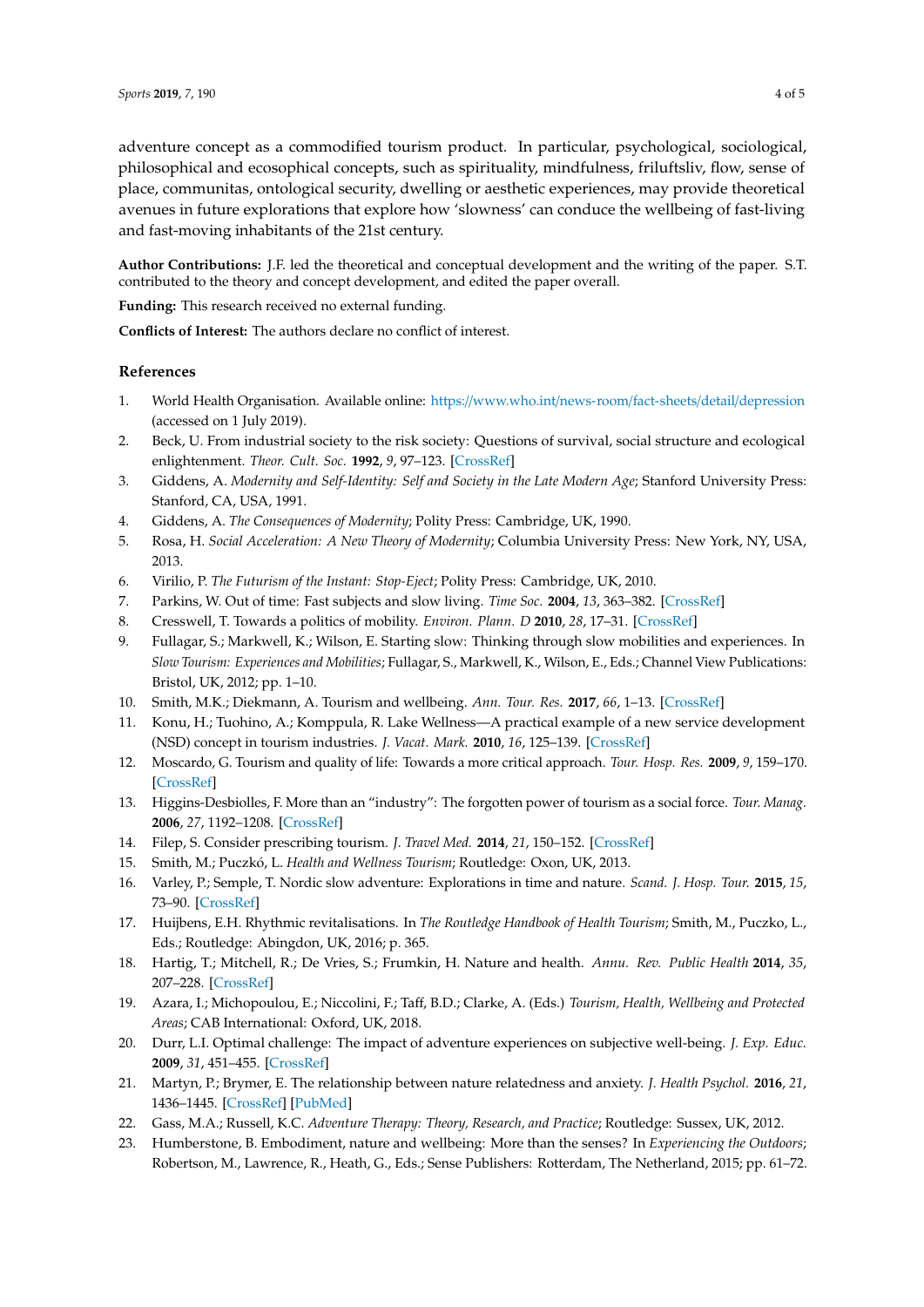adventure concept as a commodified tourism product. In particular, psychological, sociological, philosophical and ecosophical concepts, such as spirituality, mindfulness, friluftsliv, flow, sense of place, communitas, ontological security, dwelling or aesthetic experiences, may provide theoretical avenues in future explorations that explore how 'slowness' can conduce the wellbeing of fast-living and fast-moving inhabitants of the 21st century.

**Author Contributions:** J.F. led the theoretical and conceptual development and the writing of the paper. S.T. contributed to the theory and concept development, and edited the paper overall.

**Funding:** This research received no external funding.

**Conflicts of Interest:** The authors declare no conflict of interest.

## References

1. World Health Organisation. Available online: https://www.who.int/news-room/fact-sheets/detail/depression (accessed on 1 July 2019).
2. Beck, U. From industrial society to the risk society: Questions of survival, social structure and ecological enlightenment. *Theor. Cult. Soc.* **1992**, *9*, 97–123. [CrossRef]
3. Giddens, A. *Modernity and Self-Identity: Self and Society in the Late Modern Age*; Stanford University Press: Stanford, CA, USA, 1991.
4. Giddens, A. *The Consequences of Modernity*; Polity Press: Cambridge, UK, 1990.
5. Rosa, H. *Social Acceleration: A New Theory of Modernity*; Columbia University Press: New York, NY, USA, 2013.
6. Virilio, P. *The Futurism of the Instant: Stop-Eject*; Polity Press: Cambridge, UK, 2010.
7. Parkins, W. Out of time: Fast subjects and slow living. *Time Soc.* **2004**, *13*, 363–382. [CrossRef]
8. Cresswell, T. Towards a politics of mobility. *Environ. Plann. D* **2010**, *28*, 17–31. [CrossRef]
9. Fullagar, S.; Markwell, K.; Wilson, E. Starting slow: Thinking through slow mobilities and experiences. In *Slow Tourism: Experiences and Mobilities*; Fullagar, S., Markwell, K., Wilson, E., Eds.; Channel View Publications: Bristol, UK, 2012; pp. 1–10.
10. Smith, M.K.; Diekmann, A. Tourism and wellbeing. *Ann. Tour. Res.* **2017**, *66*, 1–13. [CrossRef]
11. Konu, H.; Tuohino, A.; Komppula, R. Lake Wellness—A practical example of a new service development (NSD) concept in tourism industries. *J. Vacat. Mark.* **2010**, *16*, 125–139. [CrossRef]
12. Moscardo, G. Tourism and quality of life: Towards a more critical approach. *Tour. Hosp. Res.* **2009**, *9*, 159–170. [CrossRef]
13. Higgins-Desbiolles, F. More than an "industry": The forgotten power of tourism as a social force. *Tour. Manag.* **2006**, *27*, 1192–1208. [CrossRef]
14. Filep, S. Consider prescribing tourism. *J. Travel Med.* **2014**, *21*, 150–152. [CrossRef]
15. Smith, M.; Puczkó, L. *Health and Wellness Tourism*; Routledge: Oxon, UK, 2013.
16. Varley, P.; Semple, T. Nordic slow adventure: Explorations in time and nature. *Scand. J. Hosp. Tour.* **2015**, *15*, 73–90. [CrossRef]
17. Huijbens, E.H. Rhythmic revitalisations. In *The Routledge Handbook of Health Tourism*; Smith, M., Puczko, L., Eds.; Routledge: Abingdon, UK, 2016; p. 365.
18. Hartig, T.; Mitchell, R.; De Vries, S.; Frumkin, H. Nature and health. *Annu. Rev. Public Health* **2014**, *35*, 207–228. [CrossRef]
19. Azara, I.; Michopoulou, E.; Niccolini, F.; Taff, B.D.; Clarke, A. (Eds.) *Tourism, Health, Wellbeing and Protected Areas*; CAB International: Oxford, UK, 2018.
20. Durr, L.I. Optimal challenge: The impact of adventure experiences on subjective well-being. *J. Exp. Educ.* **2009**, *31*, 451–455. [CrossRef]
21. Martyn, P.; Brymer, E. The relationship between nature relatedness and anxiety. *J. Health Psychol.* **2016**, *21*, 1436–1445. [CrossRef] [PubMed]
22. Gass, M.A.; Russell, K.C. *Adventure Therapy: Theory, Research, and Practice*; Routledge: Sussex, UK, 2012.
23. Humberstone, B. Embodiment, nature and wellbeing: More than the senses? In *Experiencing the Outdoors*; Robertson, M., Lawrence, R., Heath, G., Eds.; Sense Publishers: Rotterdam, The Netherland, 2015; pp. 61–72.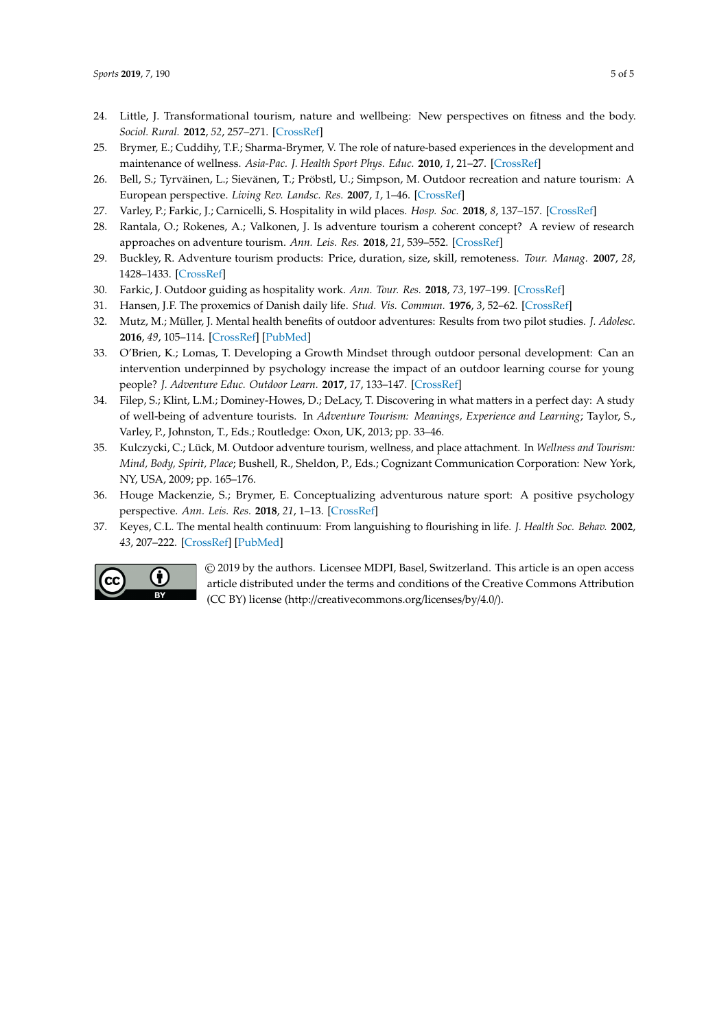24. Little, J. Transformational tourism, nature and wellbeing: New perspectives on fitness and the body. *Sociol. Rural.* **2012**, *52*, 257–271. [CrossRef]
25. Brymer, E.; Cuddihy, T.F.; Sharma-Brymer, V. The role of nature-based experiences in the development and maintenance of wellness. *Asia-Pac. J. Health Sport Phys. Educ.* **2010**, *1*, 21–27. [CrossRef]
26. Bell, S.; Tyrväinen, L.; Sievänen, T.; Pröbstl, U.; Simpson, M. Outdoor recreation and nature tourism: A European perspective. *Living Rev. Landsc. Res.* **2007**, *1*, 1–46. [CrossRef]
27. Varley, P.; Farkic, J.; Carnicelli, S. Hospitality in wild places. *Hosp. Soc.* **2018**, *8*, 137–157. [CrossRef]
28. Rantala, O.; Rokenes, A.; Valkonen, J. Is adventure tourism a coherent concept? A review of research approaches on adventure tourism. *Ann. Leis. Res.* **2018**, *21*, 539–552. [CrossRef]
29. Buckley, R. Adventure tourism products: Price, duration, size, skill, remoteness. *Tour. Manag.* **2007**, *28*, 1428–1433. [CrossRef]
30. Farkic, J. Outdoor guiding as hospitality work. *Ann. Tour. Res.* **2018**, *73*, 197–199. [CrossRef]
31. Hansen, J.F. The proxemics of Danish daily life. *Stud. Vis. Commun.* **1976**, *3*, 52–62. [CrossRef]
32. Mutz, M.; Müller, J. Mental health benefits of outdoor adventures: Results from two pilot studies. *J. Adolesc.* **2016**, *49*, 105–114. [CrossRef] [PubMed]
33. O'Brien, K.; Lomas, T. Developing a Growth Mindset through outdoor personal development: Can an intervention underpinned by psychology increase the impact of an outdoor learning course for young people? *J. Adventure Educ. Outdoor Learn.* **2017**, *17*, 133–147. [CrossRef]
34. Filep, S.; Klint, L.M.; Dominey-Howes, D.; DeLacy, T. Discovering in what matters in a perfect day: A study of well-being of adventure tourists. In *Adventure Tourism: Meanings, Experience and Learning*; Taylor, S., Varley, P., Johnston, T., Eds.; Routledge: Oxon, UK, 2013; pp. 33–46.
35. Kulczycki, C.; Lück, M. Outdoor adventure tourism, wellness, and place attachment. In *Wellness and Tourism: Mind, Body, Spirit, Place*; Bushell, R., Sheldon, P., Eds.; Cognizant Communication Corporation: New York, NY, USA, 2009; pp. 165–176.
36. Houge Mackenzie, S.; Brymer, E. Conceptualizing adventurous nature sport: A positive psychology perspective. *Ann. Leis. Res.* **2018**, *21*, 1–13. [CrossRef]
37. Keyes, C.L. The mental health continuum: From languishing to flourishing in life. *J. Health Soc. Behav.* **2002**, *43*, 207–222. [CrossRef] [PubMed]

© 2019 by the authors. Licensee MDPI, Basel, Switzerland. This article is an open access article distributed under the terms and conditions of the Creative Commons Attribution (CC BY) license (http://creativecommons.org/licenses/by/4.0/).